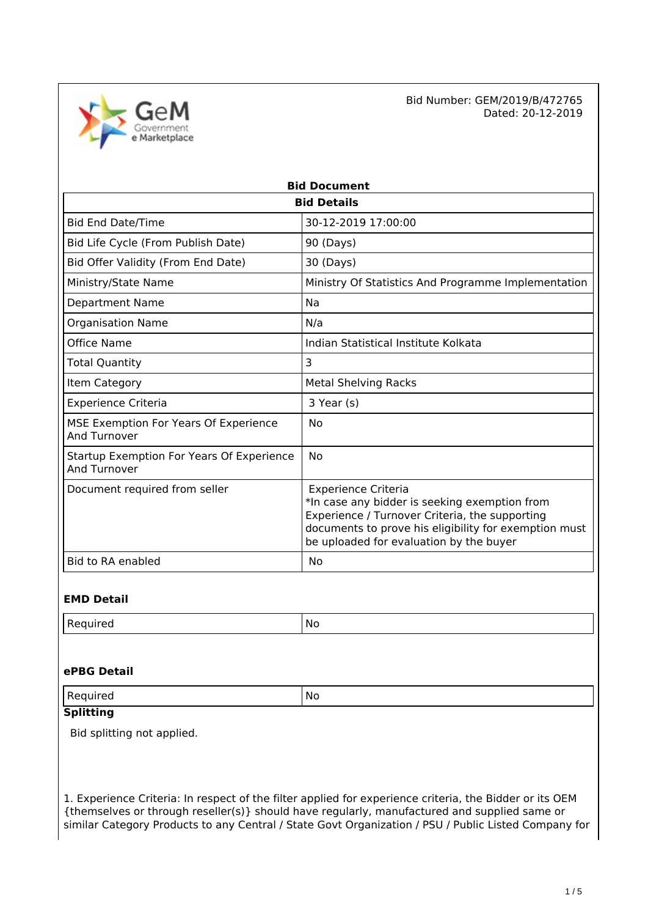Bid Number: GEM/2019/B/472765
Dated: 20-12-2019

# Bid Document

| Bid Details | |
|---|---|
| Bid End Date/Time | 30-12-2019 17:00:00 |
| Bid Life Cycle (From Publish Date) | 90 (Days) |
| Bid Offer Validity (From End Date) | 30 (Days) |
| Ministry/State Name | Ministry Of Statistics And Programme Implementation |
| Department Name | Na |
| Organisation Name | N/a |
| Office Name | Indian Statistical Institute Kolkata |
| Total Quantity | 3 |
| Item Category | Metal Shelving Racks |
| Experience Criteria | 3 Year (s) |
| MSE Exemption For Years Of Experience And Turnover | No |
| Startup Exemption For Years Of Experience And Turnover | No |
| Document required from seller | Experience Criteria<br>*In case any bidder is seeking exemption from Experience / Turnover Criteria, the supporting documents to prove his eligibility for exemption must be uploaded for evaluation by the buyer |
| Bid to RA enabled | No |

### EMD Detail

| Required | No |
|---|---|

### ePBG Detail

| Required | No |
|---|---|

### Splitting

Bid splitting not applied.

1. Experience Criteria: In respect of the filter applied for experience criteria, the Bidder or its OEM {themselves or through reseller(s)} should have regularly, manufactured and supplied same or similar Category Products to any Central / State Govt Organization / PSU / Public Listed Company for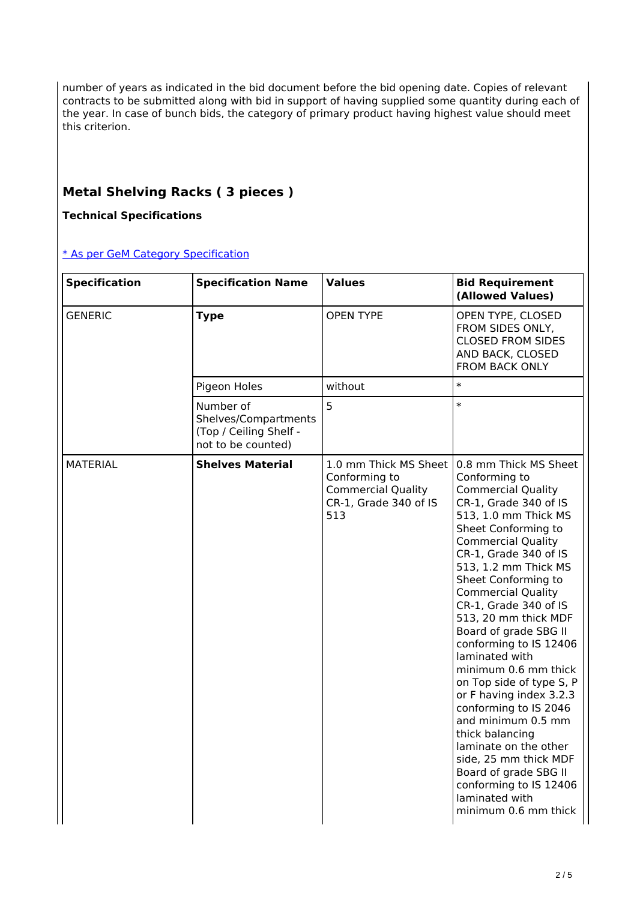number of years as indicated in the bid document before the bid opening date. Copies of relevant contracts to be submitted along with bid in support of having supplied some quantity during each of the year. In case of bunch bids, the category of primary product having highest value should meet this criterion.

## Metal Shelving Racks ( 3 pieces )

**Technical Specifications**

[* As per GeM Category Specification]

| Specification | Specification Name | Values | Bid Requirement (Allowed Values) |
|---|---|---|---|
| GENERIC | **Type** | OPEN TYPE | OPEN TYPE, CLOSED FROM SIDES ONLY, CLOSED FROM SIDES AND BACK, CLOSED FROM BACK ONLY |
| | Pigeon Holes | without | * |
| | Number of Shelves/Compartments (Top / Ceiling Shelf - not to be counted) | 5 | * |
| MATERIAL | **Shelves Material** | 1.0 mm Thick MS Sheet Conforming to Commercial Quality CR-1, Grade 340 of IS 513 | 0.8 mm Thick MS Sheet Conforming to Commercial Quality CR-1, Grade 340 of IS 513, 1.0 mm Thick MS Sheet Conforming to Commercial Quality CR-1, Grade 340 of IS 513, 1.2 mm Thick MS Sheet Conforming to Commercial Quality CR-1, Grade 340 of IS 513, 20 mm thick MDF Board of grade SBG II conforming to IS 12406 laminated with minimum 0.6 mm thick on Top side of type S, P or F having index 3.2.3 conforming to IS 2046 and minimum 0.5 mm thick balancing laminate on the other side, 25 mm thick MDF Board of grade SBG II conforming to IS 12406 laminated with minimum 0.6 mm thick |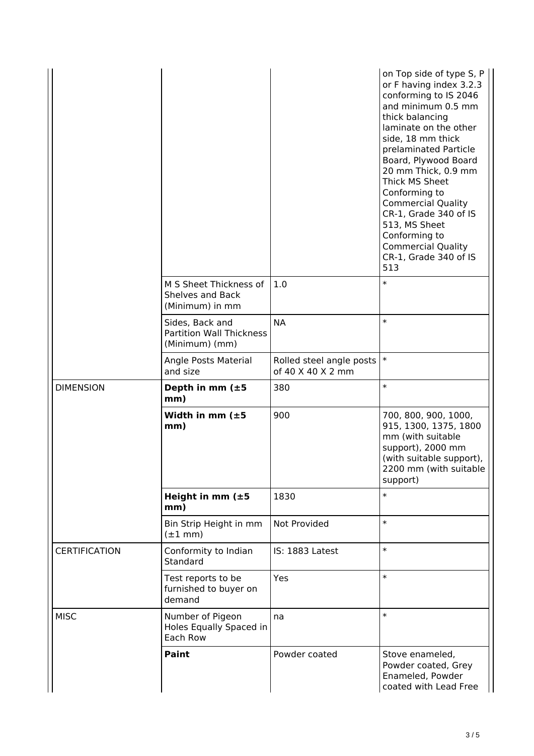| | | | |
|---|---|---|---|
| | | | on Top side of type S, P or F having index 3.2.3 conforming to IS 2046 and minimum 0.5 mm thick balancing laminate on the other side, 18 mm thick prelaminated Particle Board, Plywood Board 20 mm Thick, 0.9 mm Thick MS Sheet Conforming to Commercial Quality CR-1, Grade 340 of IS 513, MS Sheet Conforming to Commercial Quality CR-1, Grade 340 of IS 513 |
| | M S Sheet Thickness of Shelves and Back (Minimum) in mm | 1.0 | * |
| | Sides, Back and Partition Wall Thickness (Minimum) (mm) | NA | * |
| | Angle Posts Material and size | Rolled steel angle posts of 40 X 40 X 2 mm | * |
| DIMENSION | **Depth in mm (±5 mm)** | 380 | * |
| | **Width in mm (±5 mm)** | 900 | 700, 800, 900, 1000, 915, 1300, 1375, 1800 mm (with suitable support), 2000 mm (with suitable support), 2200 mm (with suitable support) |
| | **Height in mm (±5 mm)** | 1830 | * |
| | Bin Strip Height in mm (±1 mm) | Not Provided | * |
| CERTIFICATION | Conformity to Indian Standard | IS: 1883 Latest | * |
| | Test reports to be furnished to buyer on demand | Yes | * |
| MISC | Number of Pigeon Holes Equally Spaced in Each Row | na | * |
| | **Paint** | Powder coated | Stove enameled, Powder coated, Grey Enameled, Powder coated with Lead Free |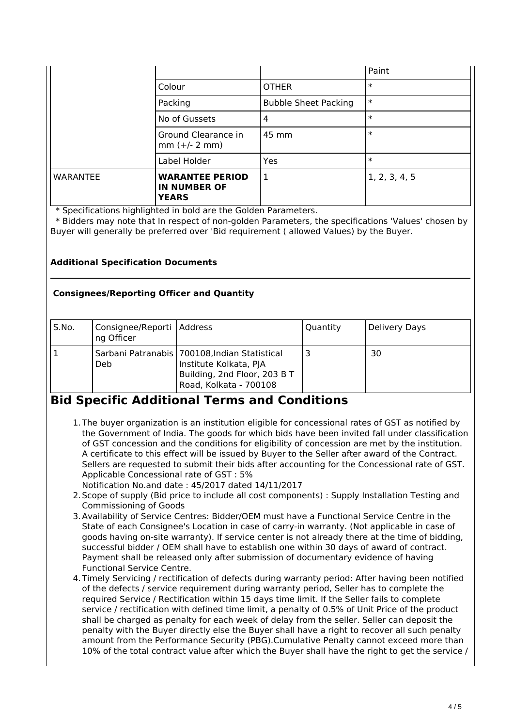| | | | Paint |
|---|---|---|---|
| | Colour | OTHER | * |
| | Packing | Bubble Sheet Packing | * |
| | No of Gussets | 4 | * |
| | Ground Clearance in mm (+/- 2 mm) | 45 mm | * |
| | Label Holder | Yes | * |
| WARANTEE | **WARANTEE PERIOD IN NUMBER OF YEARS** | 1 | 1, 2, 3, 4, 5 |

\* Specifications highlighted in bold are the Golden Parameters.

\* Bidders may note that In respect of non-golden Parameters, the specifications 'Values' chosen by Buyer will generally be preferred over 'Bid requirement ( allowed Values) by the Buyer.

**Additional Specification Documents**

---

**Consignees/Reporting Officer and Quantity**

| S.No. | Consignee/Reporting Officer | Address | Quantity | Delivery Days |
|---|---|---|---|---|
| 1 | Sarbani Patranabis Deb | 700108,Indian Statistical Institute Kolkata, PJA Building, 2nd Floor, 203 B T Road, Kolkata - 700108 | 3 | 30 |

# Bid Specific Additional Terms and Conditions

1. The buyer organization is an institution eligible for concessional rates of GST as notified by the Government of India. The goods for which bids have been invited fall under classification of GST concession and the conditions for eligibility of concession are met by the institution. A certificate to this effect will be issued by Buyer to the Seller after award of the Contract. Sellers are requested to submit their bids after accounting for the Concessional rate of GST. Applicable Concessional rate of GST : 5%
   Notification No.and date : 45/2017 dated 14/11/2017
2. Scope of supply (Bid price to include all cost components) : Supply Installation Testing and Commissioning of Goods
3. Availability of Service Centres: Bidder/OEM must have a Functional Service Centre in the State of each Consignee's Location in case of carry-in warranty. (Not applicable in case of goods having on-site warranty). If service center is not already there at the time of bidding, successful bidder / OEM shall have to establish one within 30 days of award of contract. Payment shall be released only after submission of documentary evidence of having Functional Service Centre.
4. Timely Servicing / rectification of defects during warranty period: After having been notified of the defects / service requirement during warranty period, Seller has to complete the required Service / Rectification within 15 days time limit. If the Seller fails to complete service / rectification with defined time limit, a penalty of 0.5% of Unit Price of the product shall be charged as penalty for each week of delay from the seller. Seller can deposit the penalty with the Buyer directly else the Buyer shall have a right to recover all such penalty amount from the Performance Security (PBG).Cumulative Penalty cannot exceed more than 10% of the total contract value after which the Buyer shall have the right to get the service /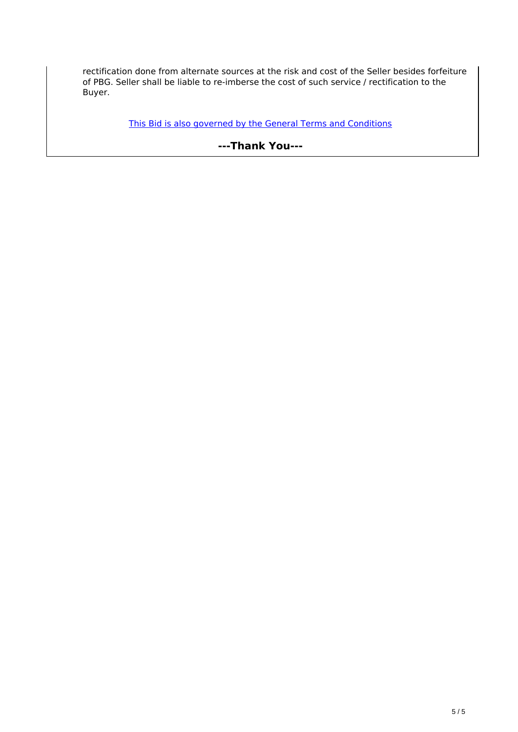rectification done from alternate sources at the risk and cost of the Seller besides forfeiture of PBG. Seller shall be liable to re-imberse the cost of such service / rectification to the Buyer.

This Bid is also governed by the General Terms and Conditions

**---Thank You---**